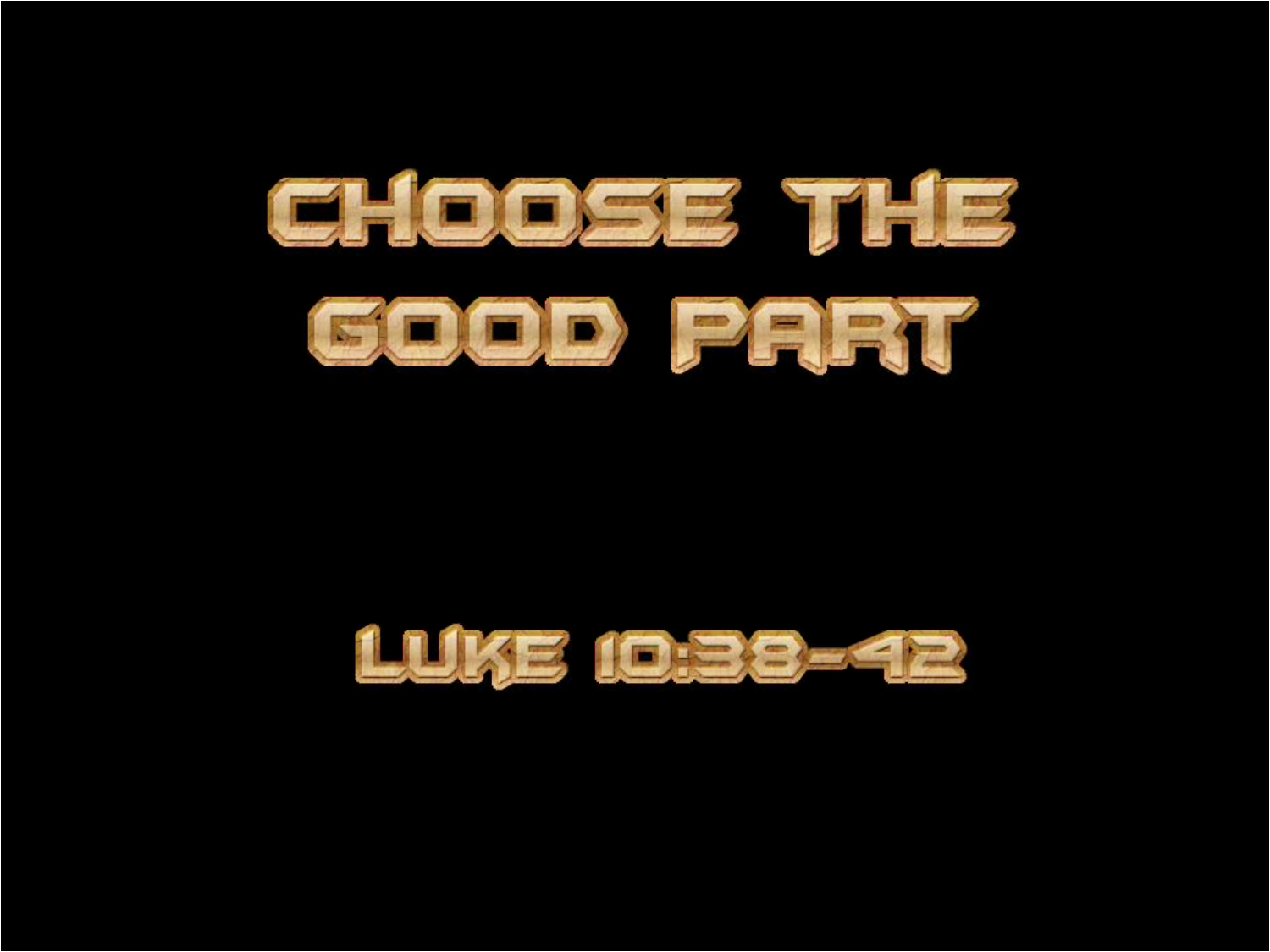# CHOOSE THE GOOD PART

LUKE 10:38-42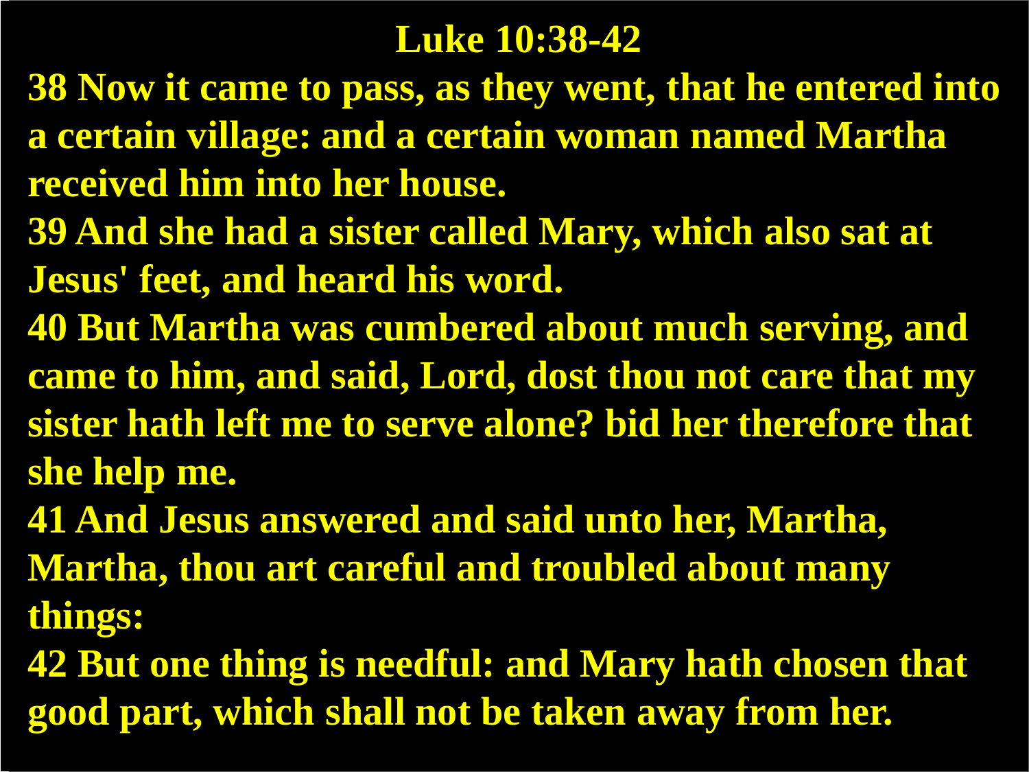# Luke 10:38-42

**38 Now it came to pass, as they went, that he entered into a certain village: and a certain woman named Martha received him into her house.**

**39 And she had a sister called Mary, which also sat at Jesus' feet, and heard his word.**

**40 But Martha was cumbered about much serving, and came to him, and said, Lord, dost thou not care that my sister hath left me to serve alone? bid her therefore that she help me.**

**41 And Jesus answered and said unto her, Martha, Martha, thou art careful and troubled about many things:**

**42 But one thing is needful: and Mary hath chosen that good part, which shall not be taken away from her.**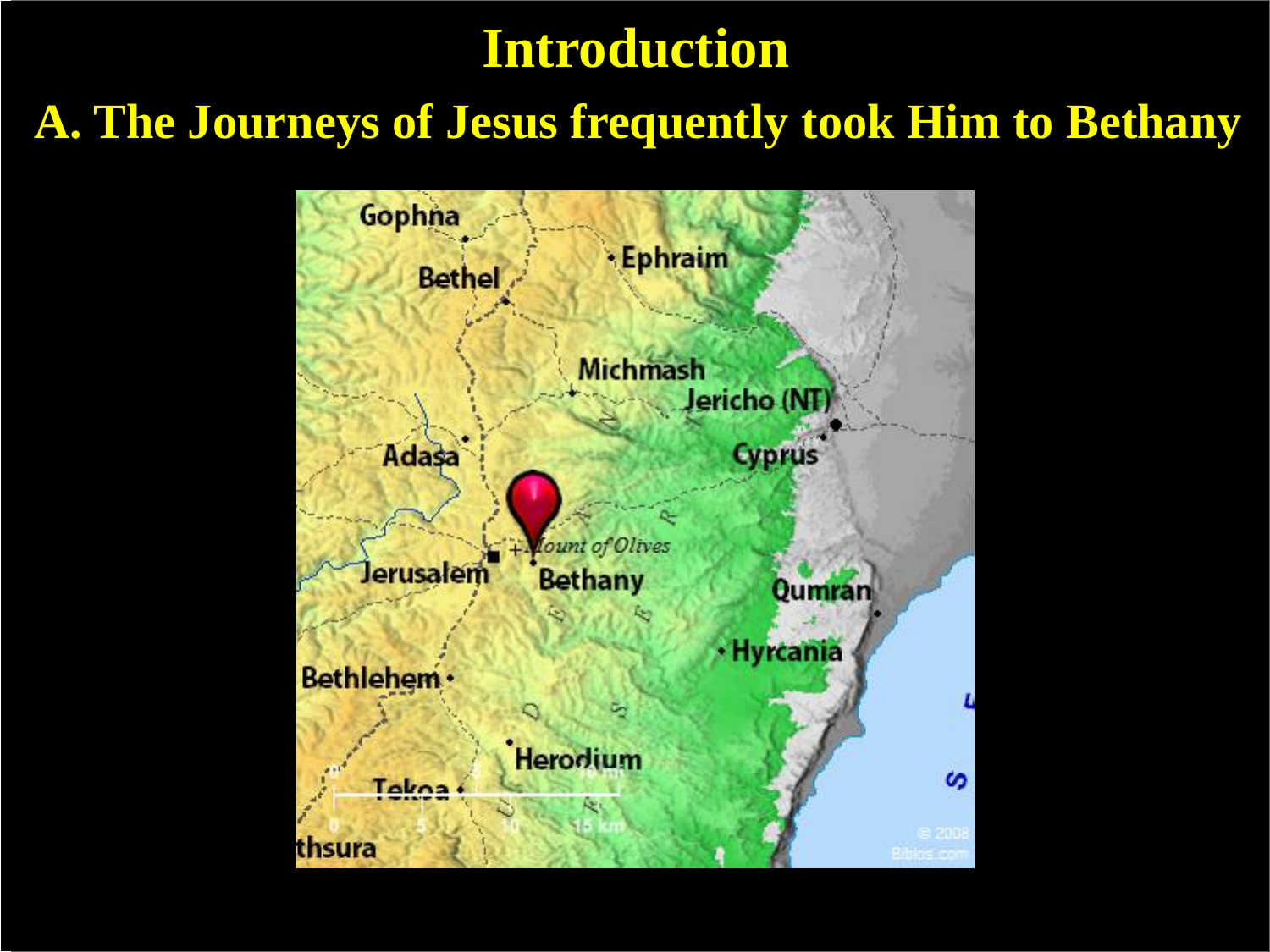# Introduction

## A. The Journeys of Jesus frequently took Him to Bethany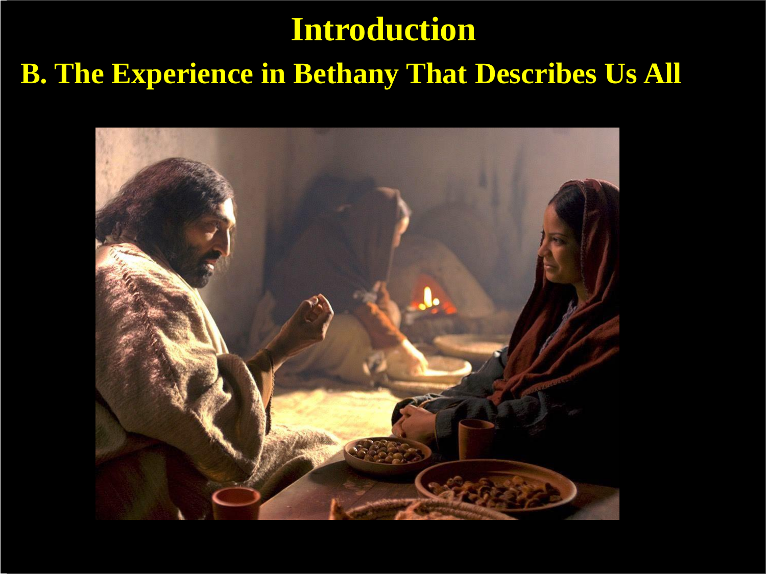# Introduction

## B. The Experience in Bethany That Describes Us All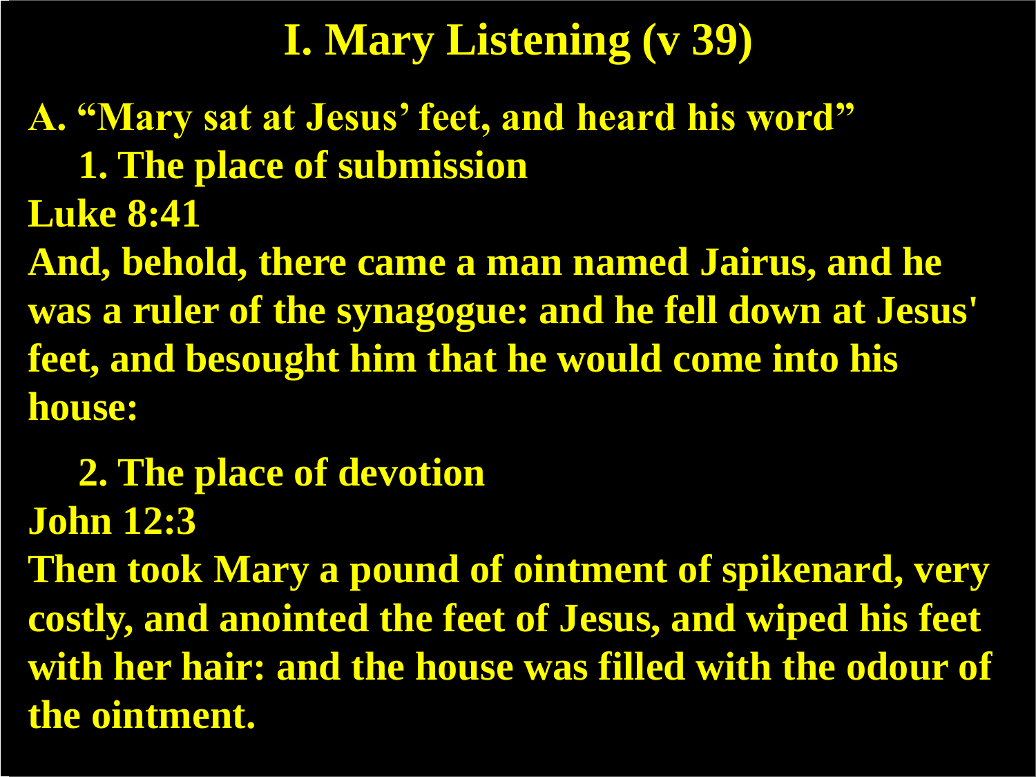# I. Mary Listening (v 39)

**A. "Mary sat at Jesus' feet, and heard his word"**

**1. The place of submission**

**Luke 8:41**

**And, behold, there came a man named Jairus, and he was a ruler of the synagogue: and he fell down at Jesus' feet, and besought him that he would come into his house:**

**2. The place of devotion**

**John 12:3**

**Then took Mary a pound of ointment of spikenard, very costly, and anointed the feet of Jesus, and wiped his feet with her hair: and the house was filled with the odour of the ointment.**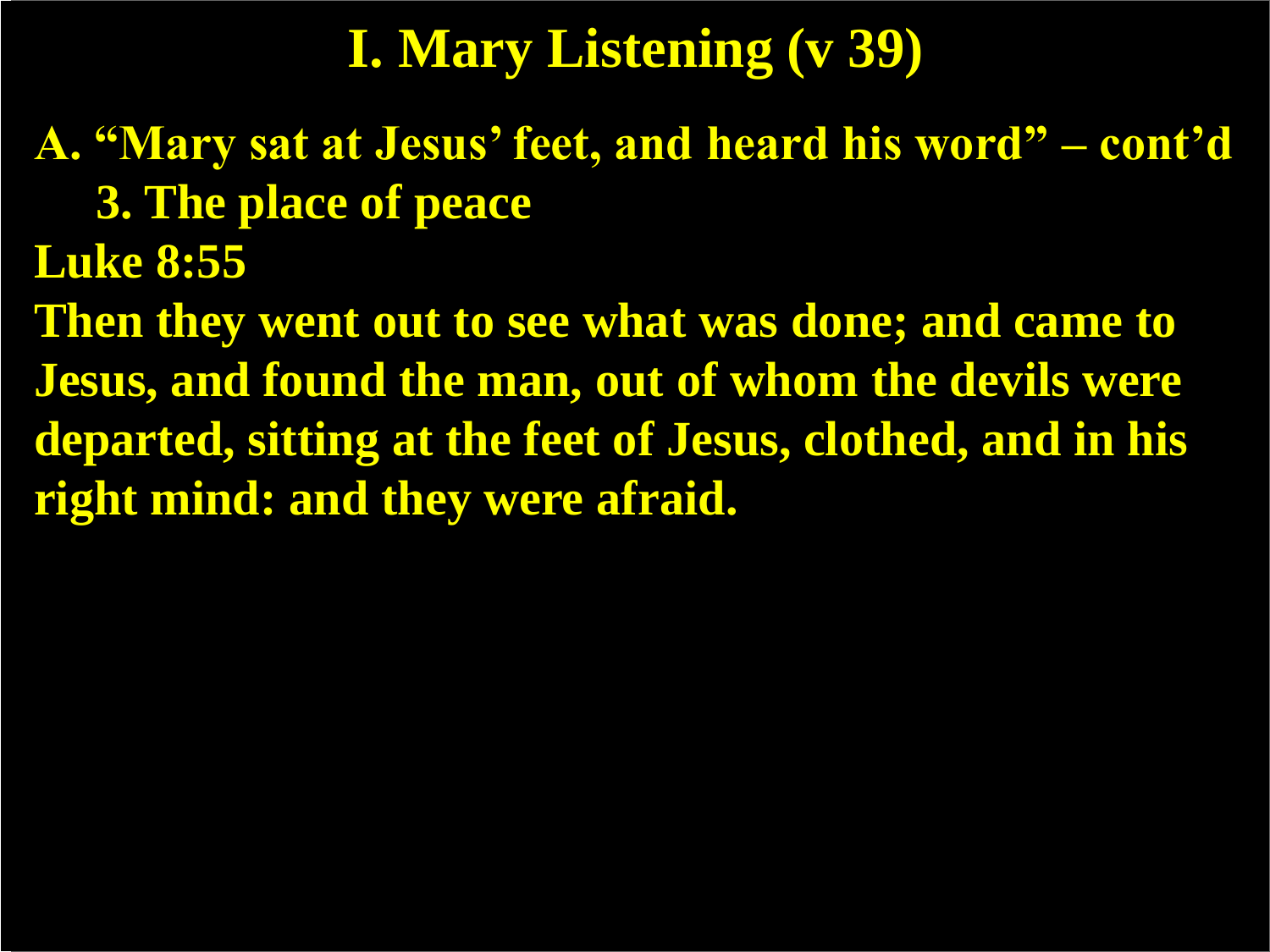# I. Mary Listening (v 39)

**A. "Mary sat at Jesus' feet, and heard his word" – cont'd**

**3. The place of peace**

**Luke 8:55**

**Then they went out to see what was done; and came to Jesus, and found the man, out of whom the devils were departed, sitting at the feet of Jesus, clothed, and in his right mind: and they were afraid.**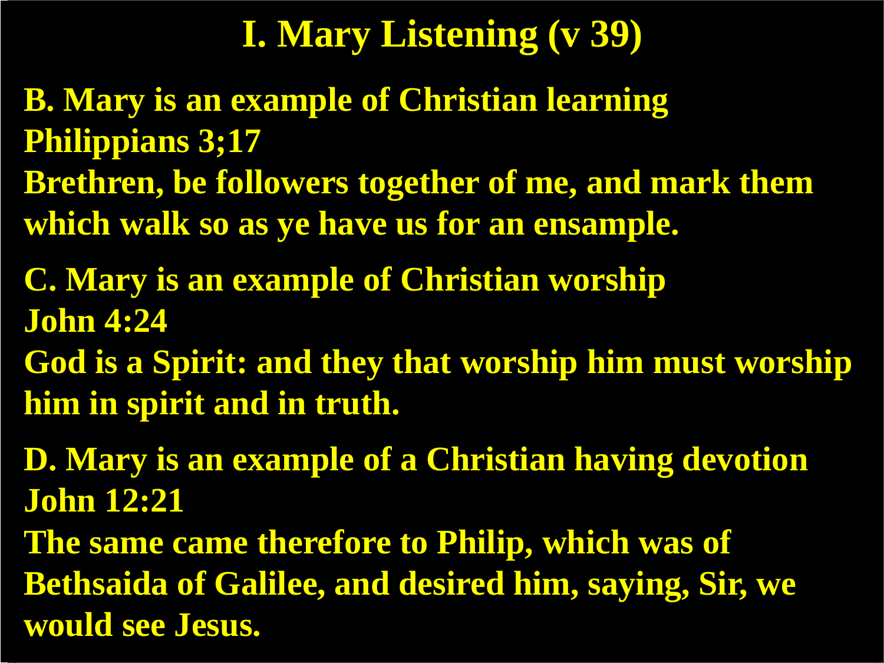# I. Mary Listening (v 39)

**B. Mary is an example of Christian learning**
**Philippians 3;17**
**Brethren, be followers together of me, and mark them which walk so as ye have us for an ensample.**

**C. Mary is an example of Christian worship**
**John 4:24**
**God is a Spirit: and they that worship him must worship him in spirit and in truth.**

**D. Mary is an example of a Christian having devotion**
**John 12:21**
**The same came therefore to Philip, which was of Bethsaida of Galilee, and desired him, saying, Sir, we would see Jesus.**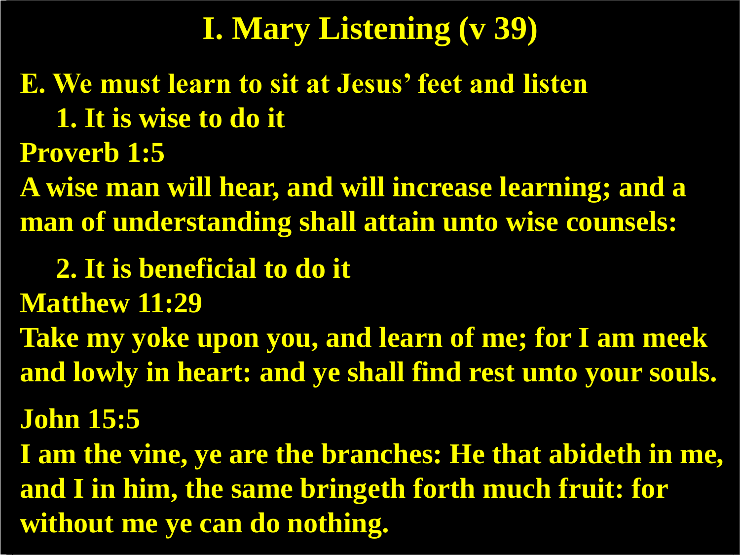# I. Mary Listening (v 39)

**E. We must learn to sit at Jesus' feet and listen**

**1. It is wise to do it**

**Proverb 1:5**

**A wise man will hear, and will increase learning; and a man of understanding shall attain unto wise counsels:**

**2. It is beneficial to do it**

**Matthew 11:29**

**Take my yoke upon you, and learn of me; for I am meek and lowly in heart: and ye shall find rest unto your souls.**

**John 15:5**

**I am the vine, ye are the branches: He that abideth in me, and I in him, the same bringeth forth much fruit: for without me ye can do nothing.**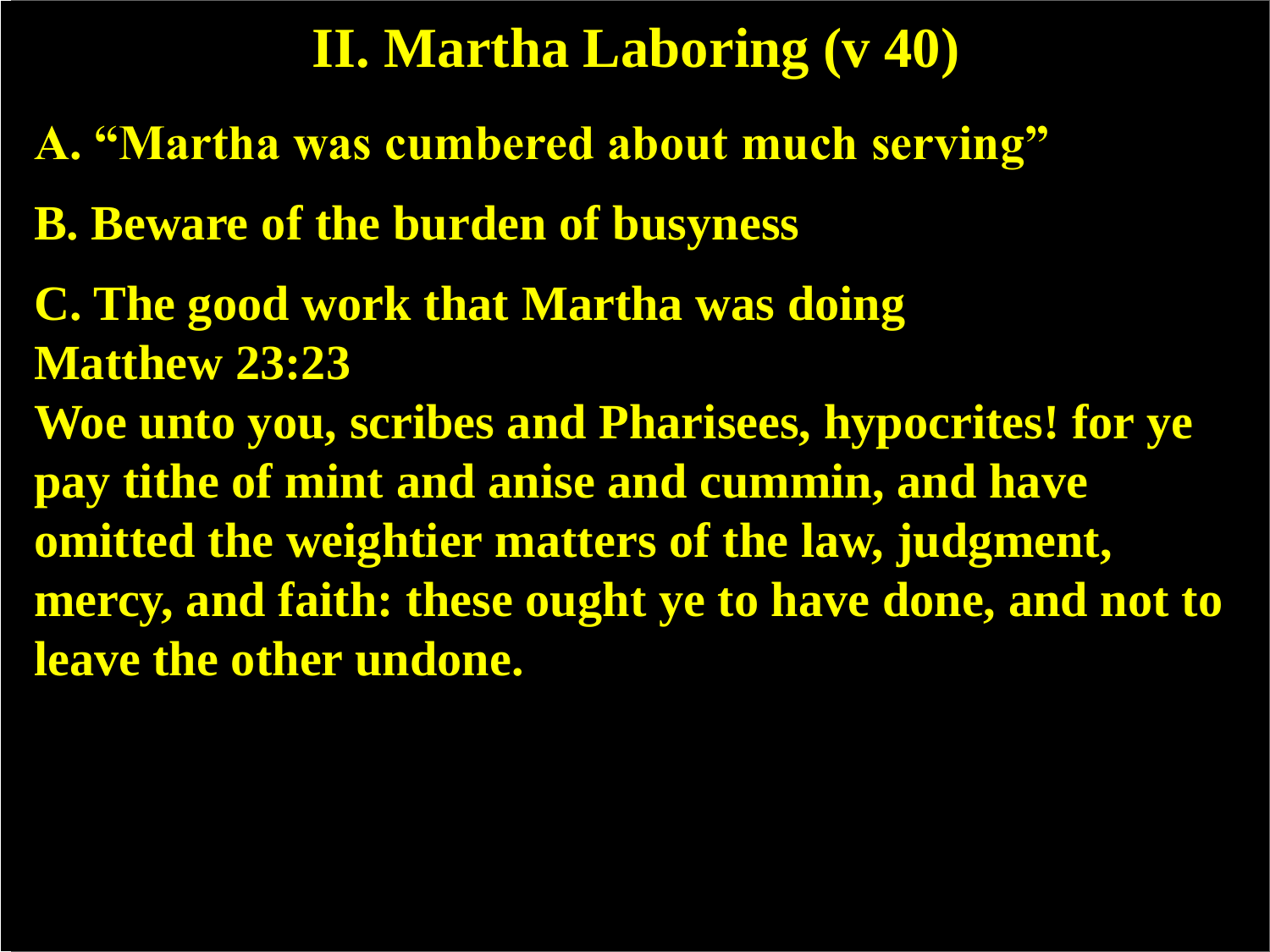# II. Martha Laboring (v 40)

**A. "Martha was cumbered about much serving"**

**B. Beware of the burden of busyness**

**C. The good work that Martha was doing**
**Matthew 23:23**
**Woe unto you, scribes and Pharisees, hypocrites! for ye pay tithe of mint and anise and cummin, and have omitted the weightier matters of the law, judgment, mercy, and faith: these ought ye to have done, and not to leave the other undone.**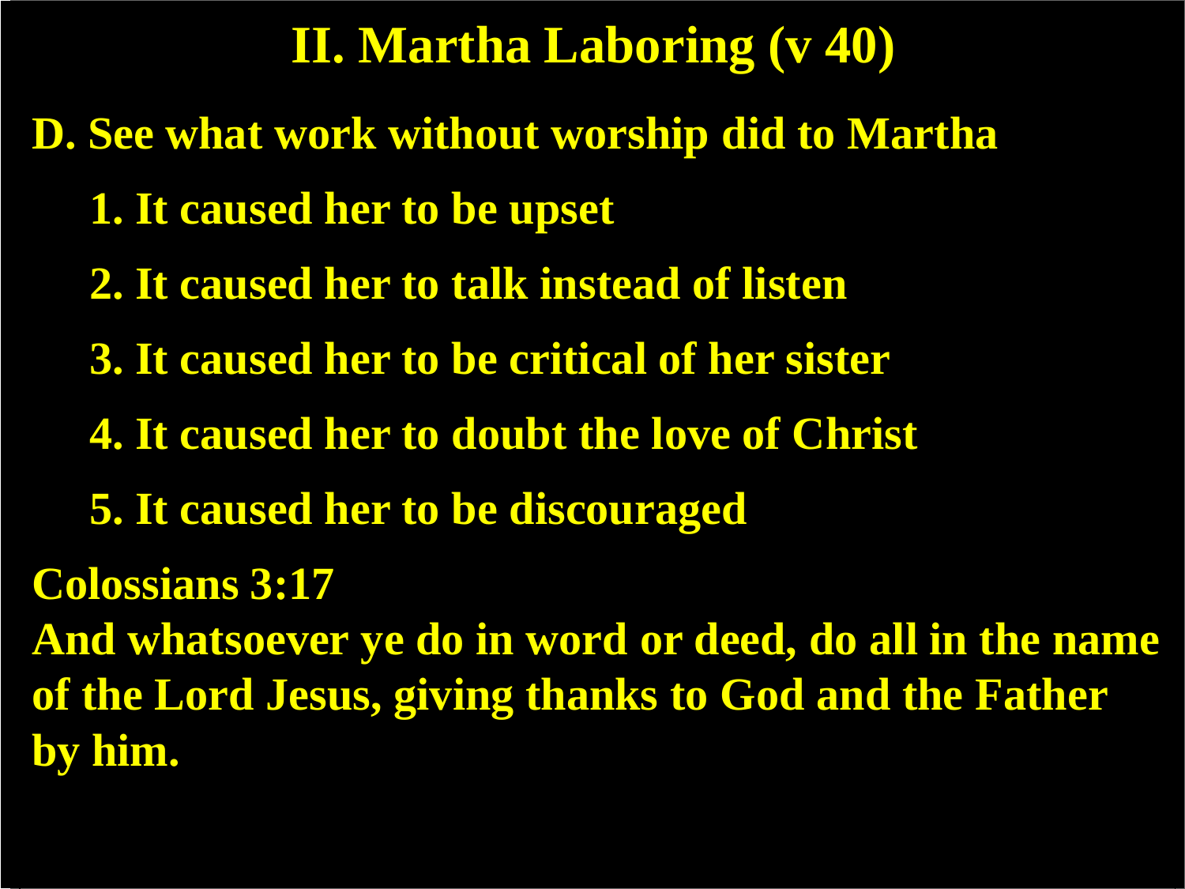# II. Martha Laboring (v 40)

**D. See what work without worship did to Martha**

1. **It caused her to be upset**
2. **It caused her to talk instead of listen**
3. **It caused her to be critical of her sister**
4. **It caused her to doubt the love of Christ**
5. **It caused her to be discouraged**

**Colossians 3:17**

**And whatsoever ye do in word or deed, do all in the name of the Lord Jesus, giving thanks to God and the Father by him.**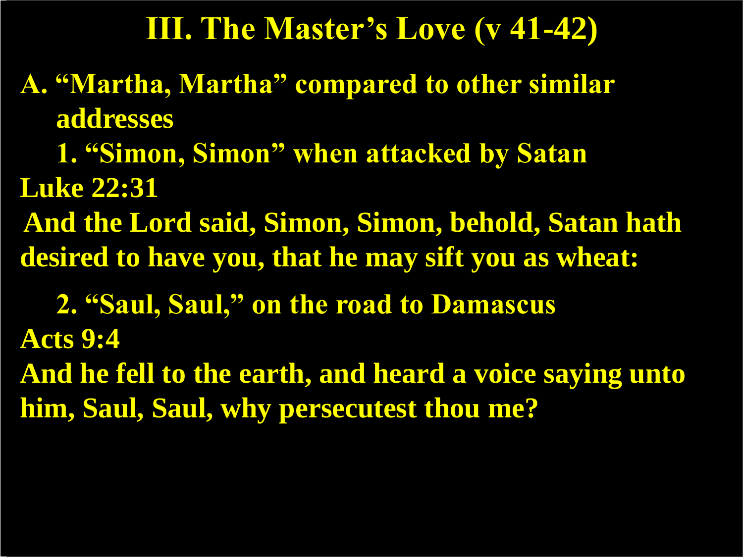# III. The Master's Love (v 41-42)

**A. "Martha, Martha" compared to other similar addresses**

**1. "Simon, Simon" when attacked by Satan**

**Luke 22:31**

**And the Lord said, Simon, Simon, behold, Satan hath desired to have you, that he may sift you as wheat:**

**2. "Saul, Saul," on the road to Damascus**

**Acts 9:4**

**And he fell to the earth, and heard a voice saying unto him, Saul, Saul, why persecutest thou me?**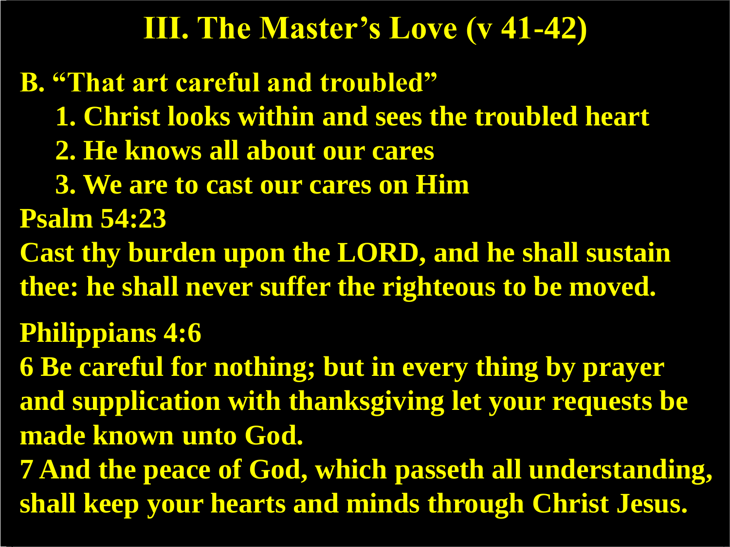# III. The Master's Love (v 41-42)

**B. "That art careful and troubled"**

1. Christ looks within and sees the troubled heart
2. He knows all about our cares
3. We are to cast our cares on Him

**Psalm 54:23**

**Cast thy burden upon the LORD, and he shall sustain thee: he shall never suffer the righteous to be moved.**

**Philippians 4:6**

**6 Be careful for nothing; but in every thing by prayer and supplication with thanksgiving let your requests be made known unto God.**

**7 And the peace of God, which passeth all understanding, shall keep your hearts and minds through Christ Jesus.**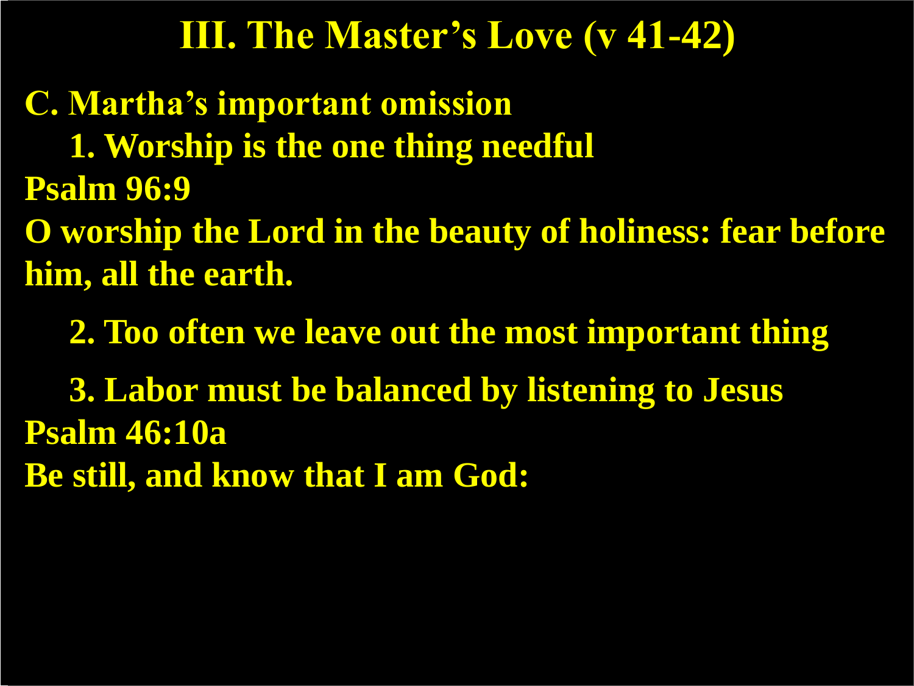# III. The Master's Love (v 41-42)

**C. Martha's important omission**

**1. Worship is the one thing needful**

**Psalm 96:9**

**O worship the Lord in the beauty of holiness: fear before him, all the earth.**

**2. Too often we leave out the most important thing**

**3. Labor must be balanced by listening to Jesus**

**Psalm 46:10a**

**Be still, and know that I am God:**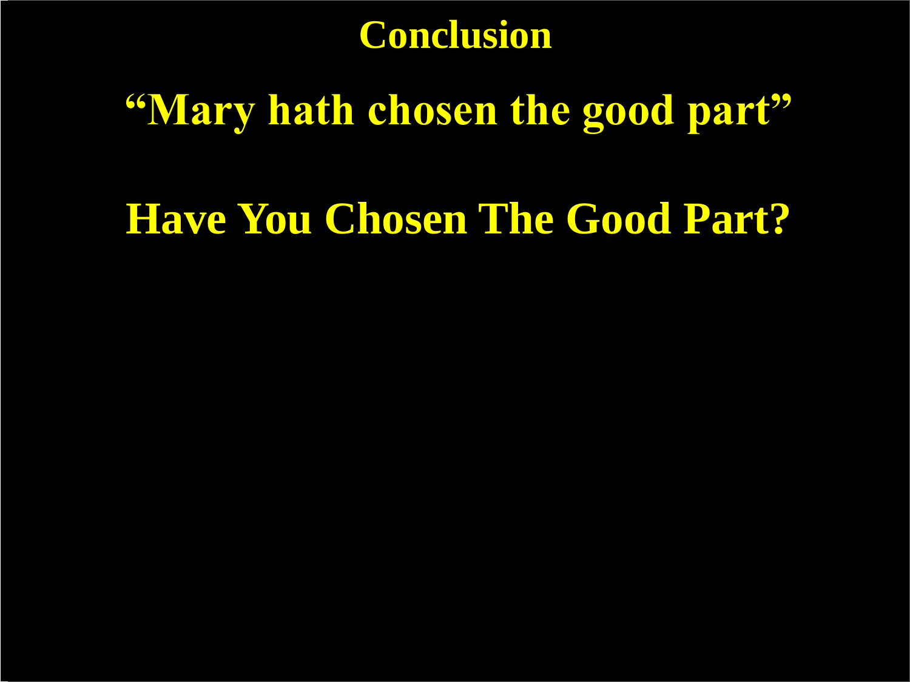# Conclusion

## “Mary hath chosen the good part”

## Have You Chosen The Good Part?